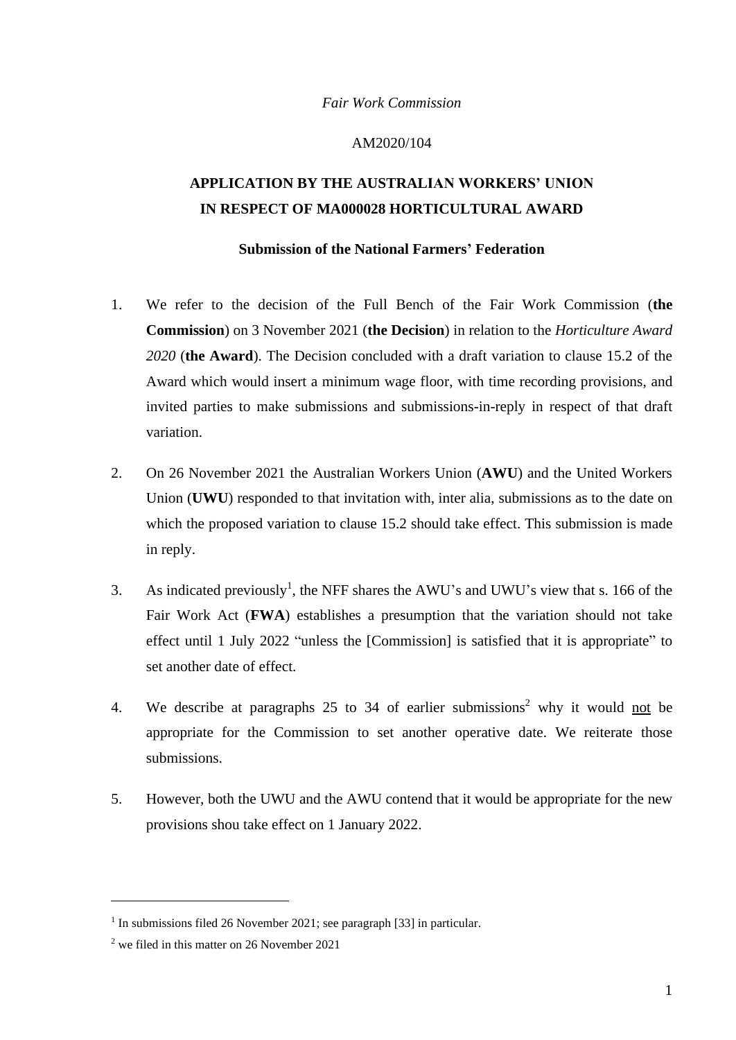*Fair Work Commission*

AM2020/104

# APPLICATION BY THE AUSTRALIAN WORKERS' UNION IN RESPECT OF MA000028 HORTICULTURAL AWARD

## Submission of the National Farmers' Federation

1. We refer to the decision of the Full Bench of the Fair Work Commission (**the Commission**) on 3 November 2021 (**the Decision**) in relation to the *Horticulture Award 2020* (**the Award**). The Decision concluded with a draft variation to clause 15.2 of the Award which would insert a minimum wage floor, with time recording provisions, and invited parties to make submissions and submissions-in-reply in respect of that draft variation.

2. On 26 November 2021 the Australian Workers Union (**AWU**) and the United Workers Union (**UWU**) responded to that invitation with, inter alia, submissions as to the date on which the proposed variation to clause 15.2 should take effect. This submission is made in reply.

3. As indicated previously[1], the NFF shares the AWU's and UWU's view that s. 166 of the Fair Work Act (**FWA**) establishes a presumption that the variation should not take effect until 1 July 2022 "unless the [Commission] is satisfied that it is appropriate" to set another date of effect.

4. We describe at paragraphs 25 to 34 of earlier submissions[2] why it would <u>not</u> be appropriate for the Commission to set another operative date. We reiterate those submissions.

5. However, both the UWU and the AWU contend that it would be appropriate for the new provisions shou take effect on 1 January 2022.

---

[1] In submissions filed 26 November 2021; see paragraph [33] in particular.

[2] we filed in this matter on 26 November 2021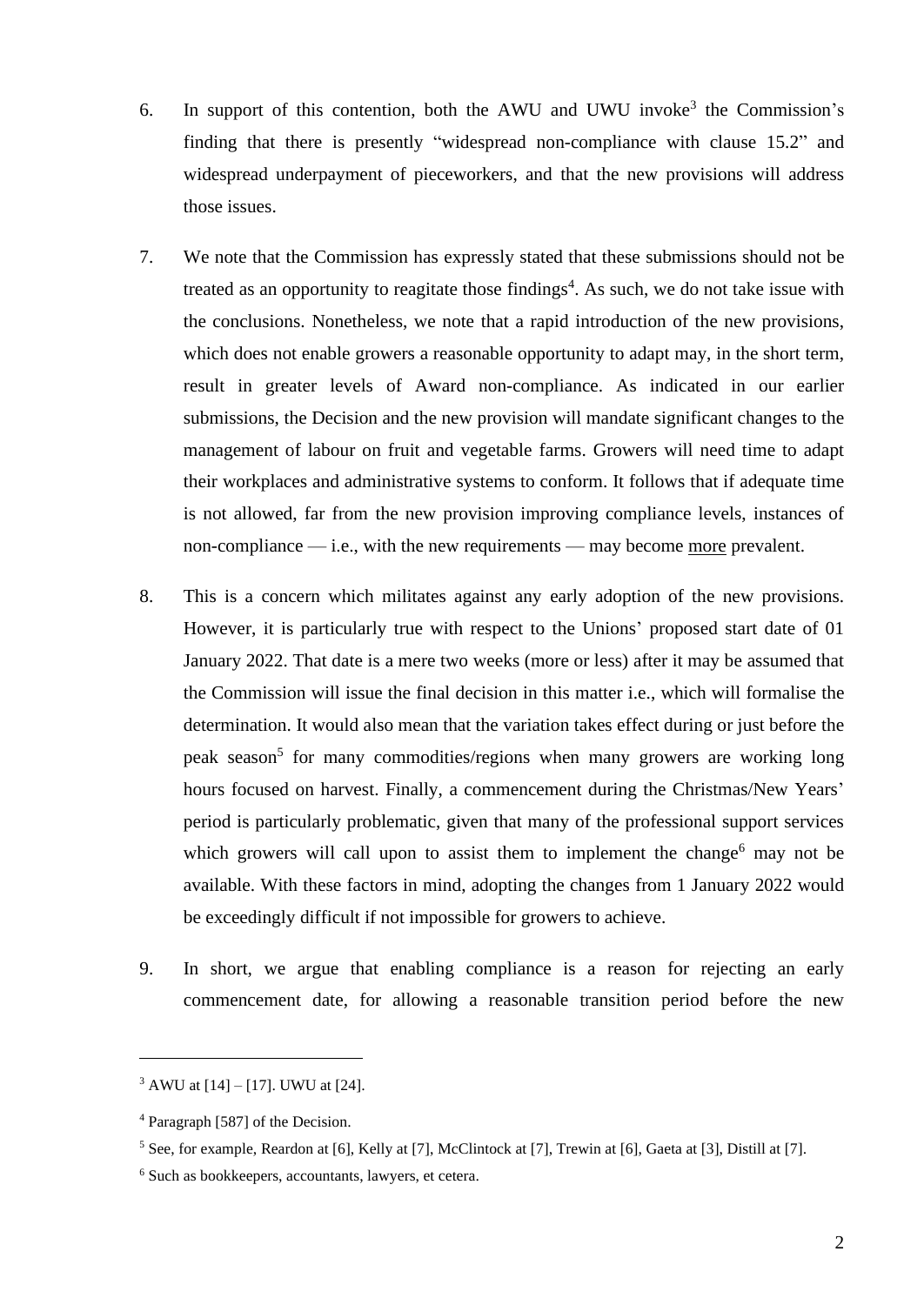6. In support of this contention, both the AWU and UWU invoke[3] the Commission's finding that there is presently "widespread non-compliance with clause 15.2" and widespread underpayment of pieceworkers, and that the new provisions will address those issues.

7. We note that the Commission has expressly stated that these submissions should not be treated as an opportunity to reagitate those findings[4]. As such, we do not take issue with the conclusions. Nonetheless, we note that a rapid introduction of the new provisions, which does not enable growers a reasonable opportunity to adapt may, in the short term, result in greater levels of Award non-compliance. As indicated in our earlier submissions, the Decision and the new provision will mandate significant changes to the management of labour on fruit and vegetable farms. Growers will need time to adapt their workplaces and administrative systems to conform. It follows that if adequate time is not allowed, far from the new provision improving compliance levels, instances of non-compliance — i.e., with the new requirements — may become <u>more</u> prevalent.

8. This is a concern which militates against any early adoption of the new provisions. However, it is particularly true with respect to the Unions' proposed start date of 01 January 2022. That date is a mere two weeks (more or less) after it may be assumed that the Commission will issue the final decision in this matter i.e., which will formalise the determination. It would also mean that the variation takes effect during or just before the peak season[5] for many commodities/regions when many growers are working long hours focused on harvest. Finally, a commencement during the Christmas/New Years' period is particularly problematic, given that many of the professional support services which growers will call upon to assist them to implement the change[6] may not be available. With these factors in mind, adopting the changes from 1 January 2022 would be exceedingly difficult if not impossible for growers to achieve.

9. In short, we argue that enabling compliance is a reason for rejecting an early commencement date, for allowing a reasonable transition period before the new

---

[3] AWU at [14] – [17]. UWU at [24].

[4] Paragraph [587] of the Decision.

[5] See, for example, Reardon at [6], Kelly at [7], McClintock at [7], Trewin at [6], Gaeta at [3], Distill at [7].

[6] Such as bookkeepers, accountants, lawyers, et cetera.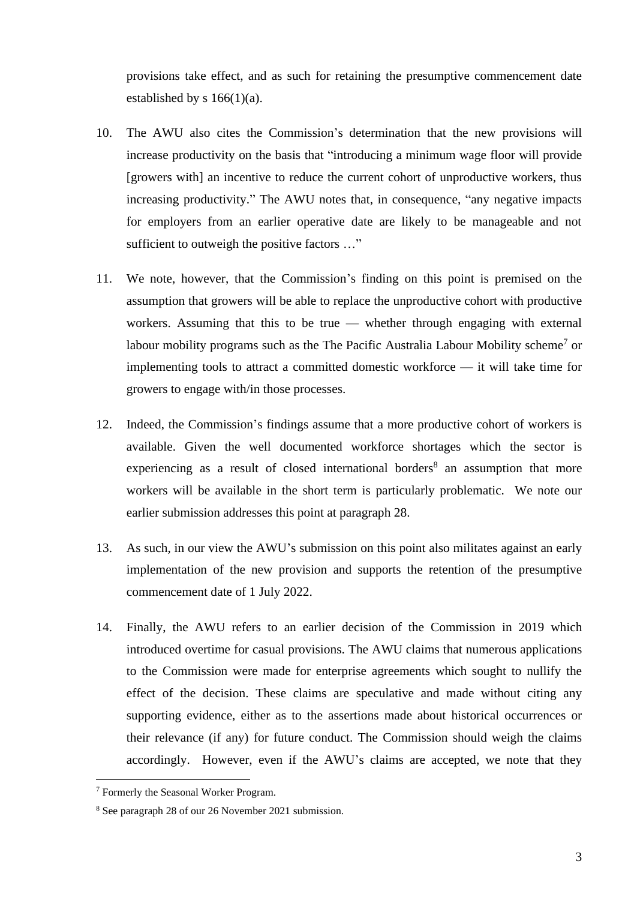provisions take effect, and as such for retaining the presumptive commencement date established by s 166(1)(a).

10. The AWU also cites the Commission's determination that the new provisions will increase productivity on the basis that "introducing a minimum wage floor will provide [growers with] an incentive to reduce the current cohort of unproductive workers, thus increasing productivity." The AWU notes that, in consequence, "any negative impacts for employers from an earlier operative date are likely to be manageable and not sufficient to outweigh the positive factors …"

11. We note, however, that the Commission's finding on this point is premised on the assumption that growers will be able to replace the unproductive cohort with productive workers. Assuming that this to be true — whether through engaging with external labour mobility programs such as the The Pacific Australia Labour Mobility scheme[7] or implementing tools to attract a committed domestic workforce — it will take time for growers to engage with/in those processes.

12. Indeed, the Commission's findings assume that a more productive cohort of workers is available. Given the well documented workforce shortages which the sector is experiencing as a result of closed international borders[8] an assumption that more workers will be available in the short term is particularly problematic. We note our earlier submission addresses this point at paragraph 28.

13. As such, in our view the AWU's submission on this point also militates against an early implementation of the new provision and supports the retention of the presumptive commencement date of 1 July 2022.

14. Finally, the AWU refers to an earlier decision of the Commission in 2019 which introduced overtime for casual provisions. The AWU claims that numerous applications to the Commission were made for enterprise agreements which sought to nullify the effect of the decision. These claims are speculative and made without citing any supporting evidence, either as to the assertions made about historical occurrences or their relevance (if any) for future conduct. The Commission should weigh the claims accordingly. However, even if the AWU's claims are accepted, we note that they

---

[7] Formerly the Seasonal Worker Program.

[8] See paragraph 28 of our 26 November 2021 submission.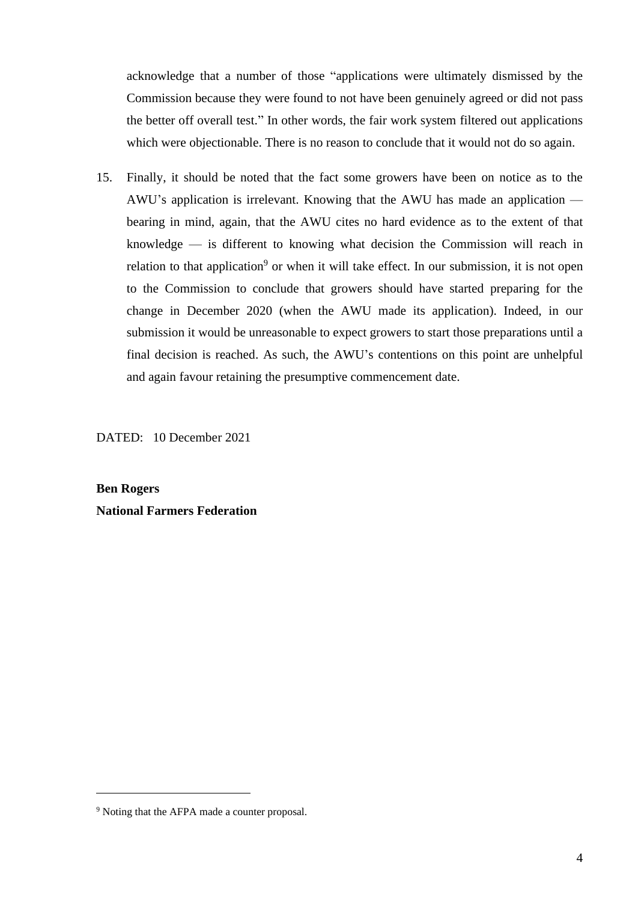acknowledge that a number of those "applications were ultimately dismissed by the Commission because they were found to not have been genuinely agreed or did not pass the better off overall test." In other words, the fair work system filtered out applications which were objectionable. There is no reason to conclude that it would not do so again.

15. Finally, it should be noted that the fact some growers have been on notice as to the AWU's application is irrelevant. Knowing that the AWU has made an application — bearing in mind, again, that the AWU cites no hard evidence as to the extent of that knowledge — is different to knowing what decision the Commission will reach in relation to that application[9] or when it will take effect. In our submission, it is not open to the Commission to conclude that growers should have started preparing for the change in December 2020 (when the AWU made its application). Indeed, in our submission it would be unreasonable to expect growers to start those preparations until a final decision is reached. As such, the AWU's contentions on this point are unhelpful and again favour retaining the presumptive commencement date.

DATED: 10 December 2021

**Ben Rogers**
**National Farmers Federation**

[9] Noting that the AFPA made a counter proposal.